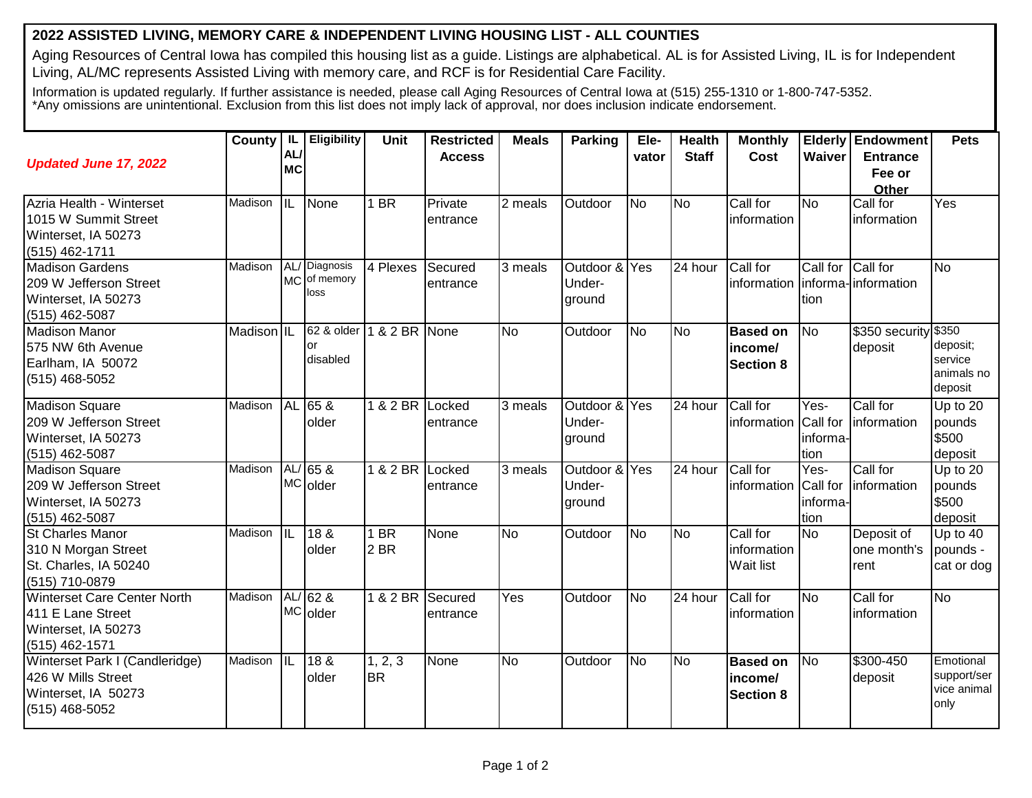# 2022 ASSISTED LIVING, MEMORY CARE & INDEPENDENT LIVING HOUSING LIST - ALL COUNTIES

Aging Resources of Central Iowa has compiled this housing list as a guide. Listings are alphabetical. AL is for Assisted Living, IL is for Independent Living, AL/MC represents Assisted Living with memory care, and RCF is for Residential Care Facility.

Information is updated regularly. If further assistance is needed, please call Aging Resources of Central Iowa at (515) 255-1310 or 1-800-747-5352.
*Any omissions are unintentional. Exclusion from this list does not imply lack of approval, nor does inclusion indicate endorsement.

| *Updated June 17, 2022* | County | IL AL/ MC | Eligibility | Unit | Restricted Access | Meals | Parking | Ele-vator | Health Staff | Monthly Cost | Elderly Waiver | Endowment Entrance Fee or Other | Pets |
|---|---|---|---|---|---|---|---|---|---|---|---|---|---|
| Azria Health - Winterset<br>1015 W Summit Street<br>Winterset, IA 50273<br>(515) 462-1711 | Madison | IL | None | 1 BR | Private entrance | 2 meals | Outdoor | No | No | Call for information | No | Call for information | Yes |
| Madison Gardens<br>209 W Jefferson Street<br>Winterset, IA 50273<br>(515) 462-5087 | Madison | AL/ MC | Diagnosis of memory loss | 4 Plexes | Secured entrance | 3 meals | Outdoor & Under-ground | Yes | 24 hour | Call for information | Call for informa-tion | Call for information | No |
| Madison Manor<br>575 NW 6th Avenue<br>Earlham, IA 50072<br>(515) 468-5052 | Madison | IL | 62 & older or disabled | 1 & 2 BR | None | No | Outdoor | No | No | **Based on income/ Section 8** | No | $350 security deposit | $350 deposit; service animals no deposit |
| Madison Square<br>209 W Jefferson Street<br>Winterset, IA 50273<br>(515) 462-5087 | Madison | AL | 65 & older | 1 & 2 BR | Locked entrance | 3 meals | Outdoor & Under-ground | Yes | 24 hour | Call for information | Yes-Call for informa-tion | Call for information | Up to 20 pounds $500 deposit |
| Madison Square<br>209 W Jefferson Street<br>Winterset, IA 50273<br>(515) 462-5087 | Madison | AL/ MC | 65 & older | 1 & 2 BR | Locked entrance | 3 meals | Outdoor & Under-ground | Yes | 24 hour | Call for information | Yes-Call for informa-tion | Call for information | Up to 20 pounds $500 deposit |
| St Charles Manor<br>310 N Morgan Street<br>St. Charles, IA 50240<br>(515) 710-0879 | Madison | IL | 18 & older | 1 BR<br>2 BR | None | No | Outdoor | No | No | Call for information Wait list | No | Deposit of one month's rent | Up to 40 pounds - cat or dog |
| Winterset Care Center North<br>411 E Lane Street<br>Winterset, IA 50273<br>(515) 462-1571 | Madison | AL/ MC | 62 & older | 1 & 2 BR | Secured entrance | Yes | Outdoor | No | 24 hour | Call for information | No | Call for information | No |
| Winterset Park I (Candleridge)<br>426 W Mills Street<br>Winterset, IA 50273<br>(515) 468-5052 | Madison | IL | 18 & older | 1, 2, 3 BR | None | No | Outdoor | No | No | **Based on income/ Section 8** | No | $300-450 deposit | Emotional support/service animal only |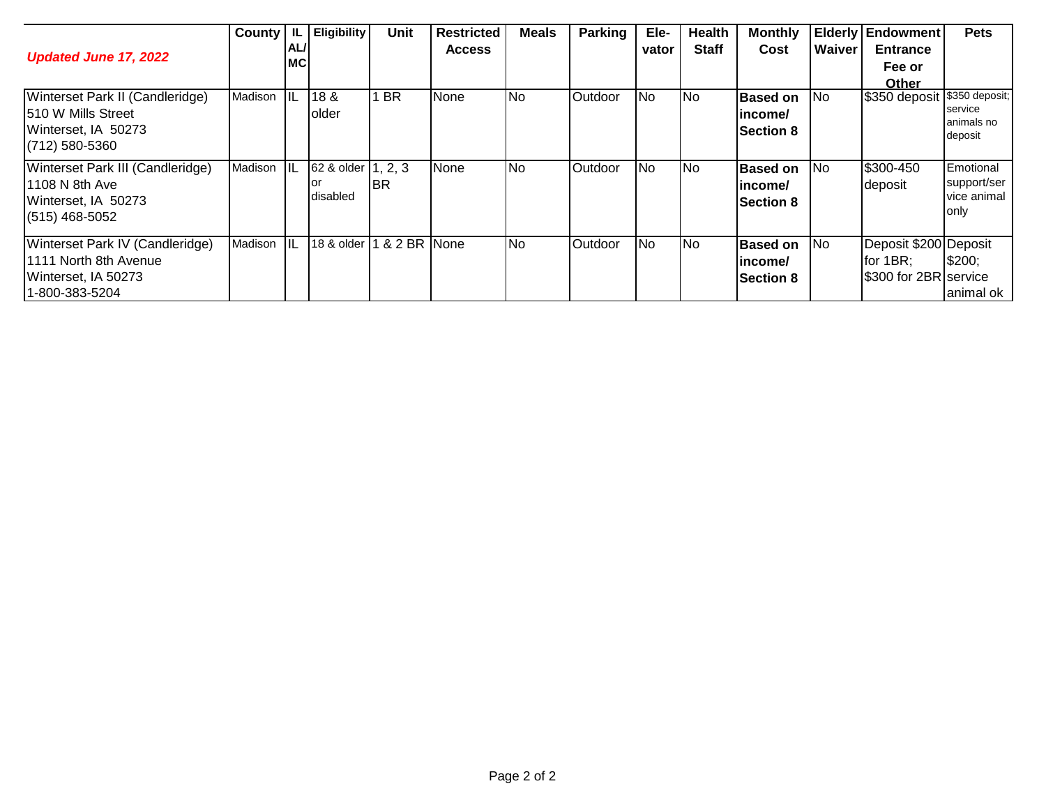| *Updated June 17, 2022* | County | IL AL/ MC | Eligibility | Unit | Restricted Access | Meals | Parking | Ele-vator | Health Staff | Monthly Cost | Elderly Waiver | Endowment Entrance Fee or Other | Pets |
|---|---|---|---|---|---|---|---|---|---|---|---|---|---|
| Winterset Park II (Candleridge) 510 W Mills Street Winterset, IA 50273 (712) 580-5360 | Madison | IL | 18 & older | 1 BR | None | No | Outdoor | No | No | **Based on income/ Section 8** | No | $350 deposit | $350 deposit; service animals no deposit |
| Winterset Park III (Candleridge) 1108 N 8th Ave Winterset, IA 50273 (515) 468-5052 | Madison | IL | 62 & older or disabled | 1, 2, 3 BR | None | No | Outdoor | No | No | **Based on income/ Section 8** | No | $300-450 deposit | Emotional support/service animal only |
| Winterset Park IV (Candleridge) 1111 North 8th Avenue Winterset, IA 50273 1-800-383-5204 | Madison | IL | 18 & older | 1 & 2 BR | None | No | Outdoor | No | No | **Based on income/ Section 8** | No | Deposit $200 for 1BR; $300 for 2BR | Deposit $200; service animal ok |